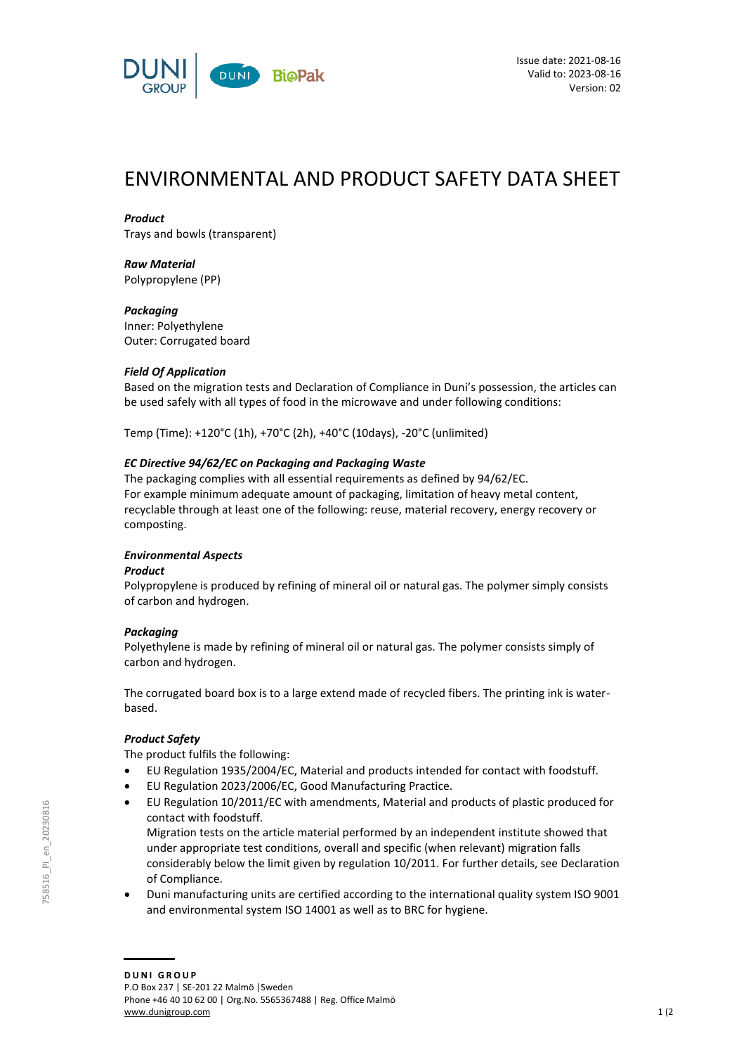Issue date: 2021-08-16
Valid to: 2023-08-16
Version: 02

# ENVIRONMENTAL AND PRODUCT SAFETY DATA SHEET

***Product***
Trays and bowls (transparent)

***Raw Material***
Polypropylene (PP)

***Packaging***
Inner: Polyethylene
Outer: Corrugated board

***Field Of Application***
Based on the migration tests and Declaration of Compliance in Duni's possession, the articles can be used safely with all types of food in the microwave and under following conditions:

Temp (Time): +120°C (1h), +70°C (2h), +40°C (10days), -20°C (unlimited)

***EC Directive 94/62/EC on Packaging and Packaging Waste***
The packaging complies with all essential requirements as defined by 94/62/EC.
For example minimum adequate amount of packaging, limitation of heavy metal content, recyclable through at least one of the following: reuse, material recovery, energy recovery or composting.

***Environmental Aspects***
***Product***
Polypropylene is produced by refining of mineral oil or natural gas. The polymer simply consists of carbon and hydrogen.

***Packaging***
Polyethylene is made by refining of mineral oil or natural gas. The polymer consists simply of carbon and hydrogen.

The corrugated board box is to a large extend made of recycled fibers. The printing ink is water-based.

***Product Safety***
The product fulfils the following:

- EU Regulation 1935/2004/EC, Material and products intended for contact with foodstuff.
- EU Regulation 2023/2006/EC, Good Manufacturing Practice.
- EU Regulation 10/2011/EC with amendments, Material and products of plastic produced for contact with foodstuff.
  Migration tests on the article material performed by an independent institute showed that under appropriate test conditions, overall and specific (when relevant) migration falls considerably below the limit given by regulation 10/2011. For further details, see Declaration of Compliance.
- Duni manufacturing units are certified according to the international quality system ISO 9001 and environmental system ISO 14001 as well as to BRC for hygiene.

**DUNI GROUP**
P.O Box 237 | SE-201 22 Malmö |Sweden
Phone +46 40 10 62 00 | Org.No. 5565367488 | Reg. Office Malmö
www.dunigroup.com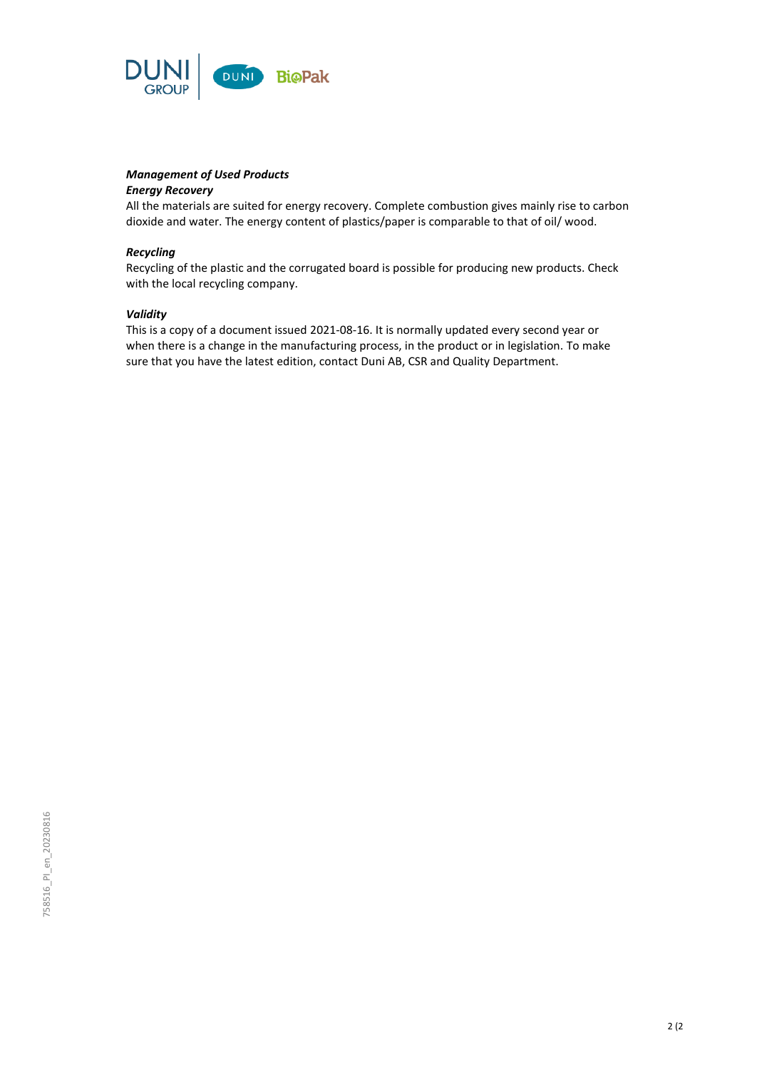***Management of Used Products***

***Energy Recovery***

All the materials are suited for energy recovery. Complete combustion gives mainly rise to carbon dioxide and water. The energy content of plastics/paper is comparable to that of oil/ wood.

***Recycling***

Recycling of the plastic and the corrugated board is possible for producing new products. Check with the local recycling company.

***Validity***

This is a copy of a document issued 2021-08-16. It is normally updated every second year or when there is a change in the manufacturing process, in the product or in legislation. To make sure that you have the latest edition, contact Duni AB, CSR and Quality Department.